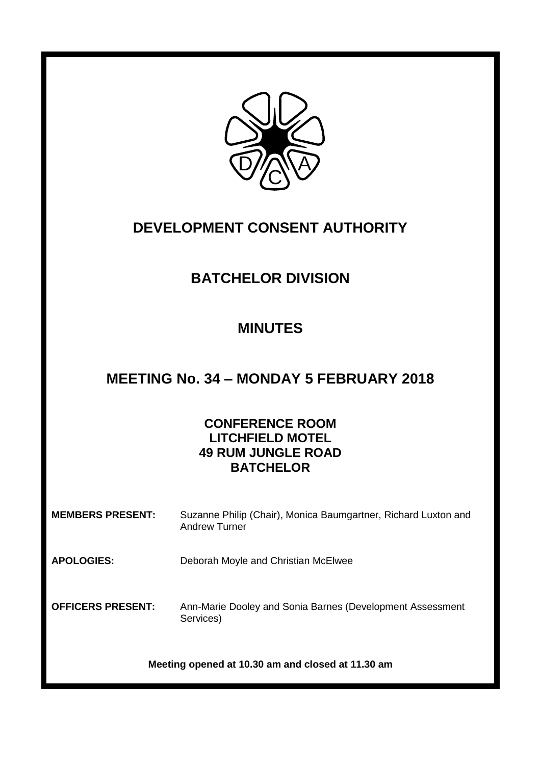# DEVELOPMENT CONSENT AUTHORITY

## BATCHELOR DIVISION

## MINUTES

## MEETING No. 34 – MONDAY 5 FEBRUARY 2018

**CONFERENCE ROOM**
**LITCHFIELD MOTEL**
**49 RUM JUNGLE ROAD**
**BATCHELOR**

| | |
|---|---|
| **MEMBERS PRESENT:** | Suzanne Philip (Chair), Monica Baumgartner, Richard Luxton and Andrew Turner |
| **APOLOGIES:** | Deborah Moyle and Christian McElwee |
| **OFFICERS PRESENT:** | Ann-Marie Dooley and Sonia Barnes (Development Assessment Services) |

**Meeting opened at 10.30 am and closed at 11.30 am**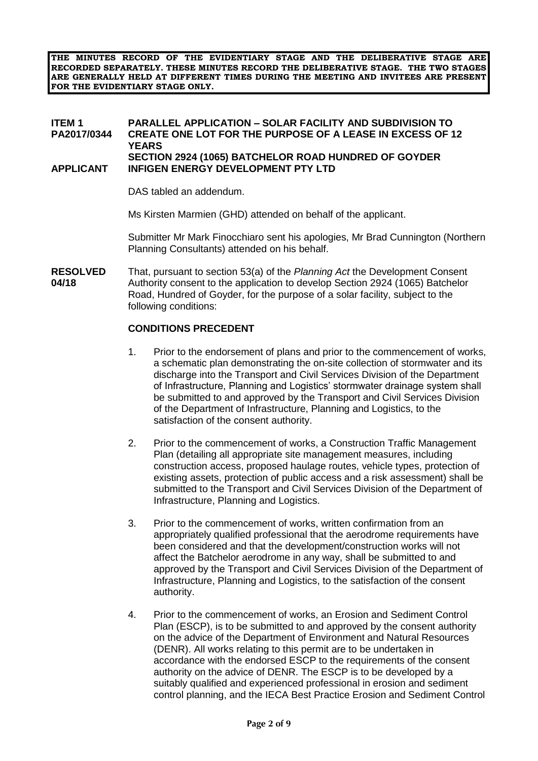**THE MINUTES RECORD OF THE EVIDENTIARY STAGE AND THE DELIBERATIVE STAGE ARE RECORDED SEPARATELY. THESE MINUTES RECORD THE DELIBERATIVE STAGE. THE TWO STAGES ARE GENERALLY HELD AT DIFFERENT TIMES DURING THE MEETING AND INVITEES ARE PRESENT FOR THE EVIDENTIARY STAGE ONLY.**

**ITEM 1 PA2017/0344** **PARALLEL APPLICATION – SOLAR FACILITY AND SUBDIVISION TO CREATE ONE LOT FOR THE PURPOSE OF A LEASE IN EXCESS OF 12 YEARS**
**SECTION 2924 (1065) BATCHELOR ROAD HUNDRED OF GOYDER**
**APPLICANT** **INFIGEN ENERGY DEVELOPMENT PTY LTD**

DAS tabled an addendum.

Ms Kirsten Marmien (GHD) attended on behalf of the applicant.

Submitter Mr Mark Finocchiaro sent his apologies, Mr Brad Cunnington (Northern Planning Consultants) attended on his behalf.

**RESOLVED 04/18** That, pursuant to section 53(a) of the *Planning Act* the Development Consent Authority consent to the application to develop Section 2924 (1065) Batchelor Road, Hundred of Goyder, for the purpose of a solar facility, subject to the following conditions:

**CONDITIONS PRECEDENT**

1. Prior to the endorsement of plans and prior to the commencement of works, a schematic plan demonstrating the on-site collection of stormwater and its discharge into the Transport and Civil Services Division of the Department of Infrastructure, Planning and Logistics' stormwater drainage system shall be submitted to and approved by the Transport and Civil Services Division of the Department of Infrastructure, Planning and Logistics, to the satisfaction of the consent authority.

2. Prior to the commencement of works, a Construction Traffic Management Plan (detailing all appropriate site management measures, including construction access, proposed haulage routes, vehicle types, protection of existing assets, protection of public access and a risk assessment) shall be submitted to the Transport and Civil Services Division of the Department of Infrastructure, Planning and Logistics.

3. Prior to the commencement of works, written confirmation from an appropriately qualified professional that the aerodrome requirements have been considered and that the development/construction works will not affect the Batchelor aerodrome in any way, shall be submitted to and approved by the Transport and Civil Services Division of the Department of Infrastructure, Planning and Logistics, to the satisfaction of the consent authority.

4. Prior to the commencement of works, an Erosion and Sediment Control Plan (ESCP), is to be submitted to and approved by the consent authority on the advice of the Department of Environment and Natural Resources (DENR). All works relating to this permit are to be undertaken in accordance with the endorsed ESCP to the requirements of the consent authority on the advice of DENR. The ESCP is to be developed by a suitably qualified and experienced professional in erosion and sediment control planning, and the IECA Best Practice Erosion and Sediment Control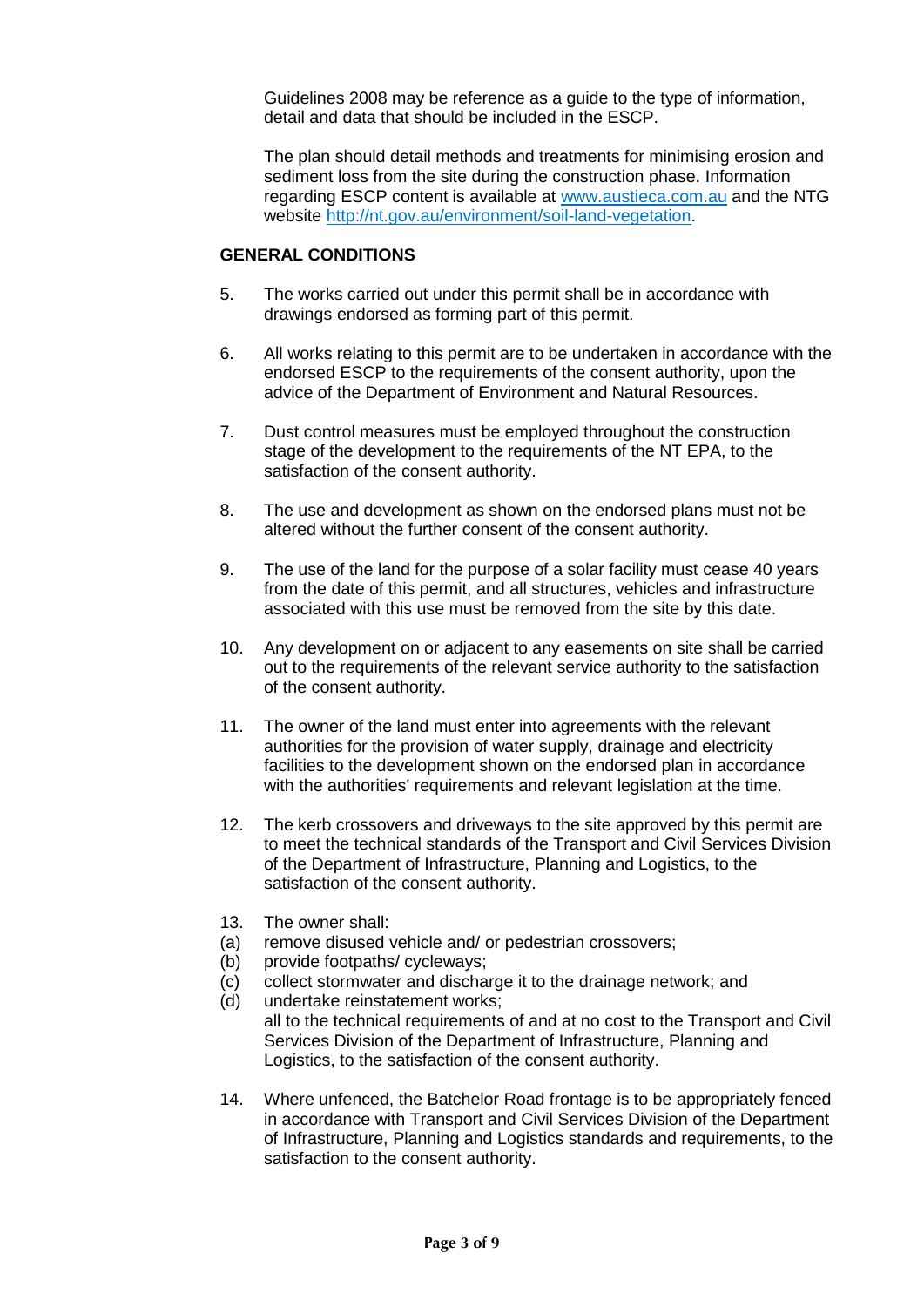Guidelines 2008 may be reference as a guide to the type of information, detail and data that should be included in the ESCP.

The plan should detail methods and treatments for minimising erosion and sediment loss from the site during the construction phase. Information regarding ESCP content is available at [www.austieca.com.au](http://www.austieca.com.au) and the NTG website [http://nt.gov.au/environment/soil-land-vegetation](http://nt.gov.au/environment/soil-land-vegetation).

**GENERAL CONDITIONS**

5. The works carried out under this permit shall be in accordance with drawings endorsed as forming part of this permit.

6. All works relating to this permit are to be undertaken in accordance with the endorsed ESCP to the requirements of the consent authority, upon the advice of the Department of Environment and Natural Resources.

7. Dust control measures must be employed throughout the construction stage of the development to the requirements of the NT EPA, to the satisfaction of the consent authority.

8. The use and development as shown on the endorsed plans must not be altered without the further consent of the consent authority.

9. The use of the land for the purpose of a solar facility must cease 40 years from the date of this permit, and all structures, vehicles and infrastructure associated with this use must be removed from the site by this date.

10. Any development on or adjacent to any easements on site shall be carried out to the requirements of the relevant service authority to the satisfaction of the consent authority.

11. The owner of the land must enter into agreements with the relevant authorities for the provision of water supply, drainage and electricity facilities to the development shown on the endorsed plan in accordance with the authorities' requirements and relevant legislation at the time.

12. The kerb crossovers and driveways to the site approved by this permit are to meet the technical standards of the Transport and Civil Services Division of the Department of Infrastructure, Planning and Logistics, to the satisfaction of the consent authority.

13. The owner shall:
(a) remove disused vehicle and/ or pedestrian crossovers;
(b) provide footpaths/ cycleways;
(c) collect stormwater and discharge it to the drainage network; and
(d) undertake reinstatement works;
all to the technical requirements of and at no cost to the Transport and Civil Services Division of the Department of Infrastructure, Planning and Logistics, to the satisfaction of the consent authority.

14. Where unfenced, the Batchelor Road frontage is to be appropriately fenced in accordance with Transport and Civil Services Division of the Department of Infrastructure, Planning and Logistics standards and requirements, to the satisfaction to the consent authority.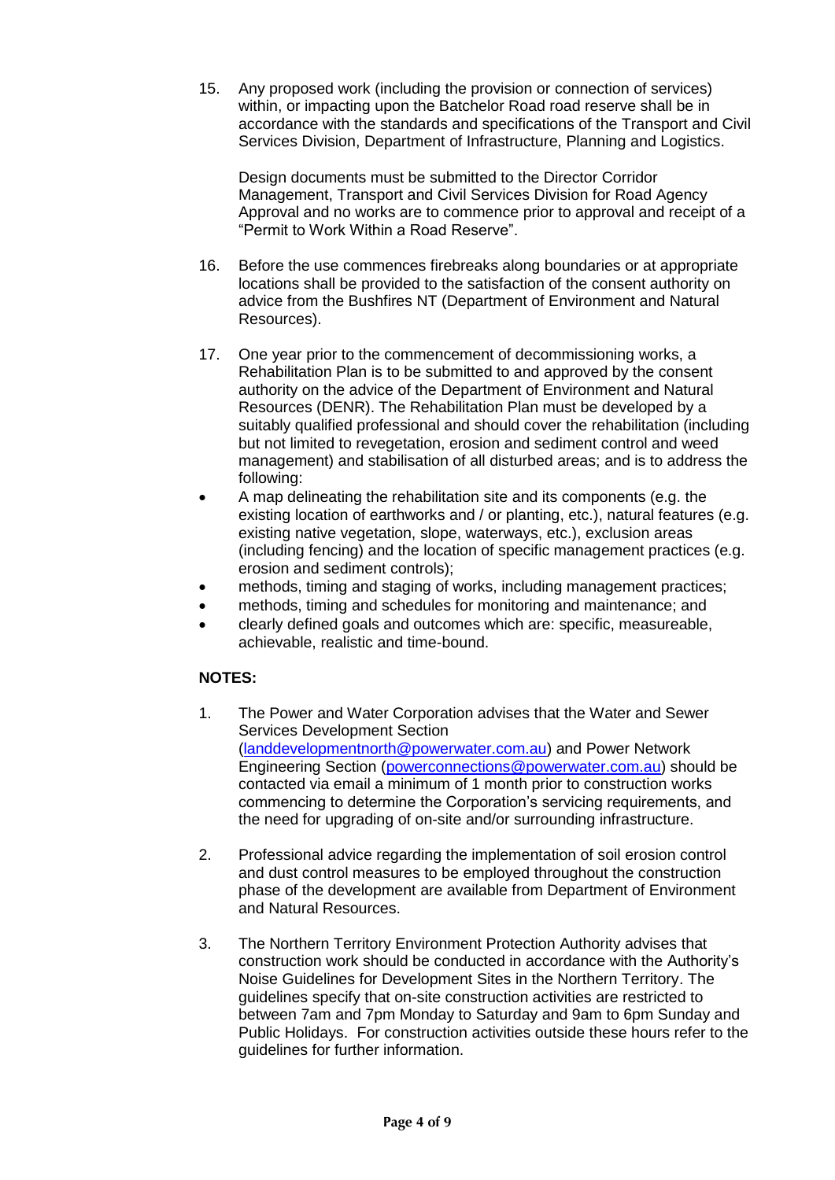15. Any proposed work (including the provision or connection of services) within, or impacting upon the Batchelor Road road reserve shall be in accordance with the standards and specifications of the Transport and Civil Services Division, Department of Infrastructure, Planning and Logistics.

    Design documents must be submitted to the Director Corridor Management, Transport and Civil Services Division for Road Agency Approval and no works are to commence prior to approval and receipt of a "Permit to Work Within a Road Reserve".

16. Before the use commences firebreaks along boundaries or at appropriate locations shall be provided to the satisfaction of the consent authority on advice from the Bushfires NT (Department of Environment and Natural Resources).

17. One year prior to the commencement of decommissioning works, a Rehabilitation Plan is to be submitted to and approved by the consent authority on the advice of the Department of Environment and Natural Resources (DENR). The Rehabilitation Plan must be developed by a suitably qualified professional and should cover the rehabilitation (including but not limited to revegetation, erosion and sediment control and weed management) and stabilisation of all disturbed areas; and is to address the following:

- A map delineating the rehabilitation site and its components (e.g. the existing location of earthworks and / or planting, etc.), natural features (e.g. existing native vegetation, slope, waterways, etc.), exclusion areas (including fencing) and the location of specific management practices (e.g. erosion and sediment controls);
- methods, timing and staging of works, including management practices;
- methods, timing and schedules for monitoring and maintenance; and
- clearly defined goals and outcomes which are: specific, measureable, achievable, realistic and time-bound.

**NOTES:**

1. The Power and Water Corporation advises that the Water and Sewer Services Development Section (landdevelopmentnorth@powerwater.com.au) and Power Network Engineering Section (powerconnections@powerwater.com.au) should be contacted via email a minimum of 1 month prior to construction works commencing to determine the Corporation's servicing requirements, and the need for upgrading of on-site and/or surrounding infrastructure.

2. Professional advice regarding the implementation of soil erosion control and dust control measures to be employed throughout the construction phase of the development are available from Department of Environment and Natural Resources.

3. The Northern Territory Environment Protection Authority advises that construction work should be conducted in accordance with the Authority's Noise Guidelines for Development Sites in the Northern Territory. The guidelines specify that on-site construction activities are restricted to between 7am and 7pm Monday to Saturday and 9am to 6pm Sunday and Public Holidays. For construction activities outside these hours refer to the guidelines for further information.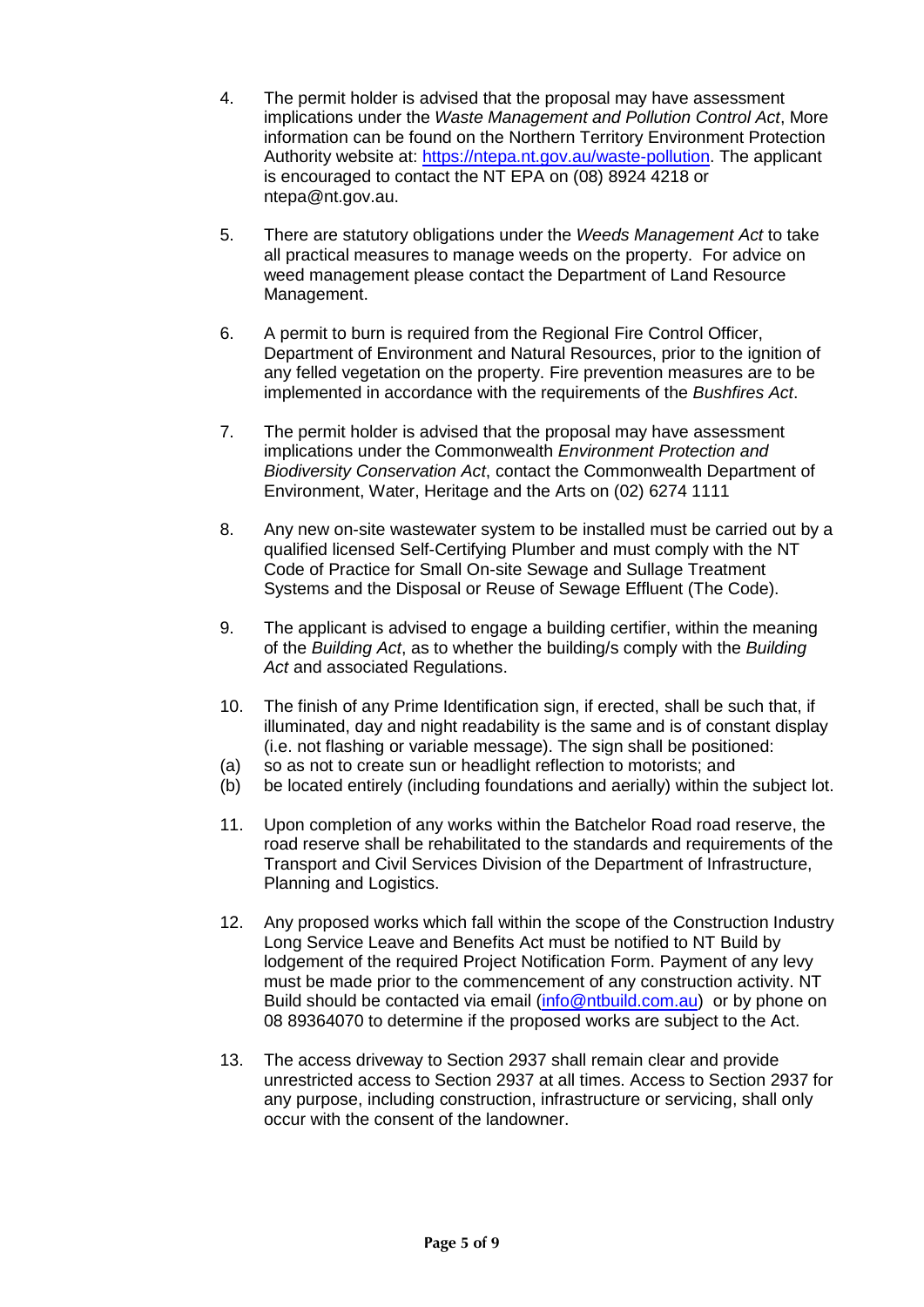4. The permit holder is advised that the proposal may have assessment implications under the *Waste Management and Pollution Control Act*, More information can be found on the Northern Territory Environment Protection Authority website at: [https://ntepa.nt.gov.au/waste-pollution](https://ntepa.nt.gov.au/waste-pollution). The applicant is encouraged to contact the NT EPA on (08) 8924 4218 or ntepa@nt.gov.au.

5. There are statutory obligations under the *Weeds Management Act* to take all practical measures to manage weeds on the property. For advice on weed management please contact the Department of Land Resource Management.

6. A permit to burn is required from the Regional Fire Control Officer, Department of Environment and Natural Resources, prior to the ignition of any felled vegetation on the property. Fire prevention measures are to be implemented in accordance with the requirements of the *Bushfires Act*.

7. The permit holder is advised that the proposal may have assessment implications under the Commonwealth *Environment Protection and Biodiversity Conservation Act*, contact the Commonwealth Department of Environment, Water, Heritage and the Arts on (02) 6274 1111

8. Any new on-site wastewater system to be installed must be carried out by a qualified licensed Self-Certifying Plumber and must comply with the NT Code of Practice for Small On-site Sewage and Sullage Treatment Systems and the Disposal or Reuse of Sewage Effluent (The Code).

9. The applicant is advised to engage a building certifier, within the meaning of the *Building Act*, as to whether the building/s comply with the *Building Act* and associated Regulations.

10. The finish of any Prime Identification sign, if erected, shall be such that, if illuminated, day and night readability is the same and is of constant display (i.e. not flashing or variable message). The sign shall be positioned:

(a) so as not to create sun or headlight reflection to motorists; and

(b) be located entirely (including foundations and aerially) within the subject lot.

11. Upon completion of any works within the Batchelor Road road reserve, the road reserve shall be rehabilitated to the standards and requirements of the Transport and Civil Services Division of the Department of Infrastructure, Planning and Logistics.

12. Any proposed works which fall within the scope of the Construction Industry Long Service Leave and Benefits Act must be notified to NT Build by lodgement of the required Project Notification Form. Payment of any levy must be made prior to the commencement of any construction activity. NT Build should be contacted via email ([info@ntbuild.com.au](mailto:info@ntbuild.com.au)) or by phone on 08 89364070 to determine if the proposed works are subject to the Act.

13. The access driveway to Section 2937 shall remain clear and provide unrestricted access to Section 2937 at all times. Access to Section 2937 for any purpose, including construction, infrastructure or servicing, shall only occur with the consent of the landowner.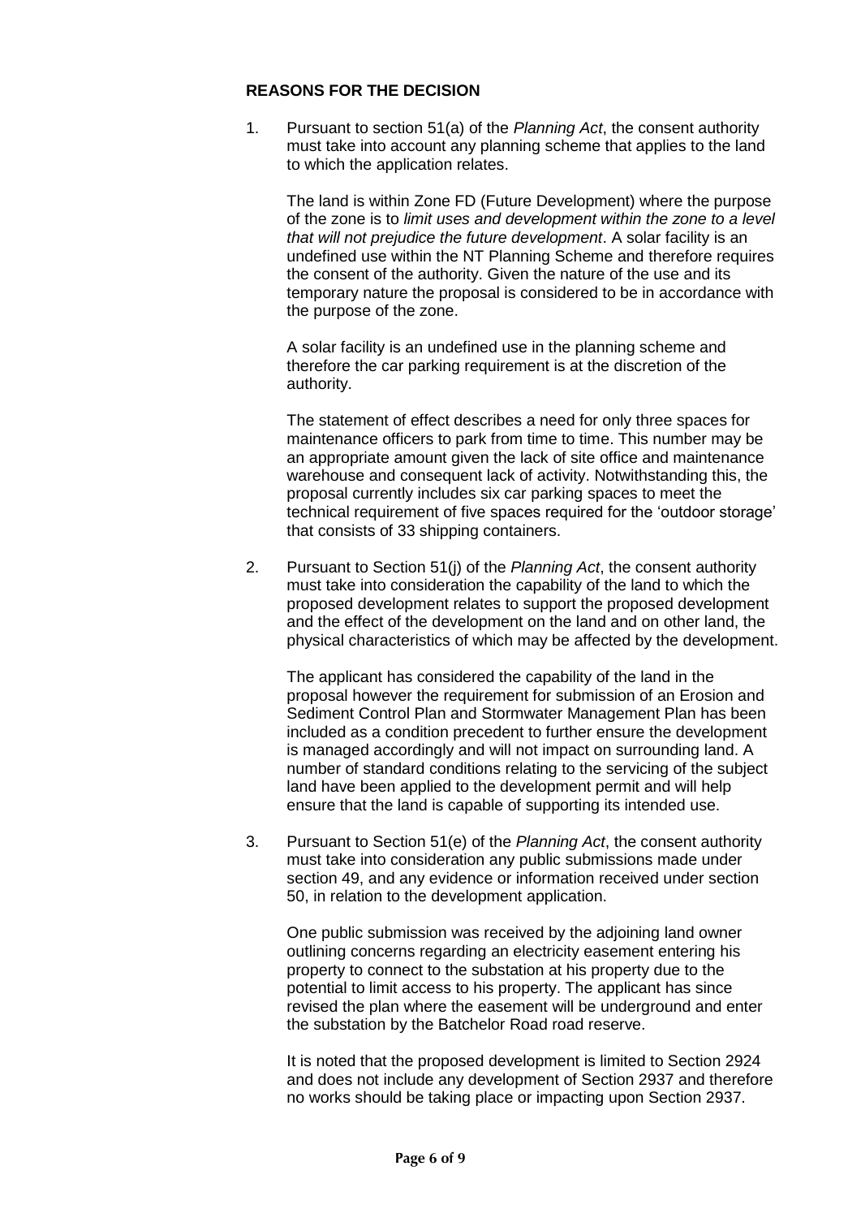**REASONS FOR THE DECISION**

1. Pursuant to section 51(a) of the *Planning Act*, the consent authority must take into account any planning scheme that applies to the land to which the application relates.

   The land is within Zone FD (Future Development) where the purpose of the zone is to *limit uses and development within the zone to a level that will not prejudice the future development*. A solar facility is an undefined use within the NT Planning Scheme and therefore requires the consent of the authority. Given the nature of the use and its temporary nature the proposal is considered to be in accordance with the purpose of the zone.

   A solar facility is an undefined use in the planning scheme and therefore the car parking requirement is at the discretion of the authority.

   The statement of effect describes a need for only three spaces for maintenance officers to park from time to time. This number may be an appropriate amount given the lack of site office and maintenance warehouse and consequent lack of activity. Notwithstanding this, the proposal currently includes six car parking spaces to meet the technical requirement of five spaces required for the 'outdoor storage' that consists of 33 shipping containers.

2. Pursuant to Section 51(j) of the *Planning Act*, the consent authority must take into consideration the capability of the land to which the proposed development relates to support the proposed development and the effect of the development on the land and on other land, the physical characteristics of which may be affected by the development.

   The applicant has considered the capability of the land in the proposal however the requirement for submission of an Erosion and Sediment Control Plan and Stormwater Management Plan has been included as a condition precedent to further ensure the development is managed accordingly and will not impact on surrounding land. A number of standard conditions relating to the servicing of the subject land have been applied to the development permit and will help ensure that the land is capable of supporting its intended use.

3. Pursuant to Section 51(e) of the *Planning Act*, the consent authority must take into consideration any public submissions made under section 49, and any evidence or information received under section 50, in relation to the development application.

   One public submission was received by the adjoining land owner outlining concerns regarding an electricity easement entering his property to connect to the substation at his property due to the potential to limit access to his property. The applicant has since revised the plan where the easement will be underground and enter the substation by the Batchelor Road road reserve.

   It is noted that the proposed development is limited to Section 2924 and does not include any development of Section 2937 and therefore no works should be taking place or impacting upon Section 2937.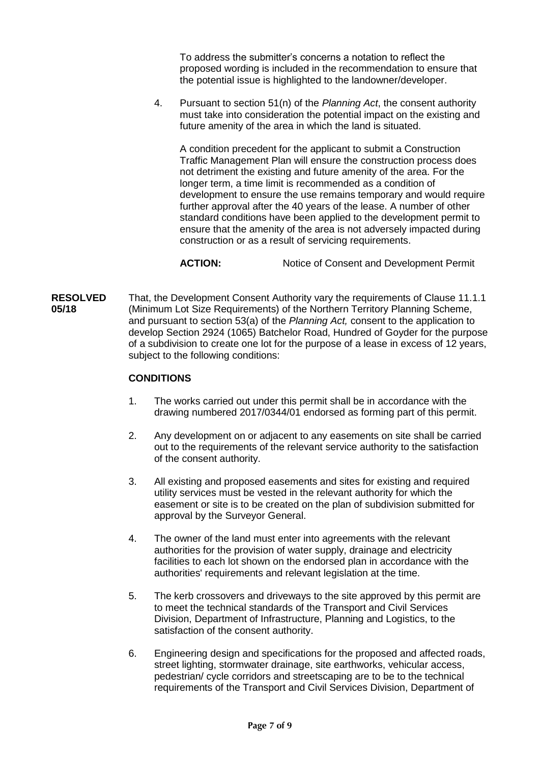To address the submitter's concerns a notation to reflect the proposed wording is included in the recommendation to ensure that the potential issue is highlighted to the landowner/developer.

4. Pursuant to section 51(n) of the *Planning Act*, the consent authority must take into consideration the potential impact on the existing and future amenity of the area in which the land is situated.

   A condition precedent for the applicant to submit a Construction Traffic Management Plan will ensure the construction process does not detriment the existing and future amenity of the area. For the longer term, a time limit is recommended as a condition of development to ensure the use remains temporary and would require further approval after the 40 years of the lease. A number of other standard conditions have been applied to the development permit to ensure that the amenity of the area is not adversely impacted during construction or as a result of servicing requirements.

   **ACTION:** Notice of Consent and Development Permit

**RESOLVED 05/18**

That, the Development Consent Authority vary the requirements of Clause 11.1.1 (Minimum Lot Size Requirements) of the Northern Territory Planning Scheme, and pursuant to section 53(a) of the *Planning Act,* consent to the application to develop Section 2924 (1065) Batchelor Road, Hundred of Goyder for the purpose of a subdivision to create one lot for the purpose of a lease in excess of 12 years, subject to the following conditions:

**CONDITIONS**

1. The works carried out under this permit shall be in accordance with the drawing numbered 2017/0344/01 endorsed as forming part of this permit.

2. Any development on or adjacent to any easements on site shall be carried out to the requirements of the relevant service authority to the satisfaction of the consent authority.

3. All existing and proposed easements and sites for existing and required utility services must be vested in the relevant authority for which the easement or site is to be created on the plan of subdivision submitted for approval by the Surveyor General.

4. The owner of the land must enter into agreements with the relevant authorities for the provision of water supply, drainage and electricity facilities to each lot shown on the endorsed plan in accordance with the authorities' requirements and relevant legislation at the time.

5. The kerb crossovers and driveways to the site approved by this permit are to meet the technical standards of the Transport and Civil Services Division, Department of Infrastructure, Planning and Logistics, to the satisfaction of the consent authority.

6. Engineering design and specifications for the proposed and affected roads, street lighting, stormwater drainage, site earthworks, vehicular access, pedestrian/ cycle corridors and streetscaping are to be to the technical requirements of the Transport and Civil Services Division, Department of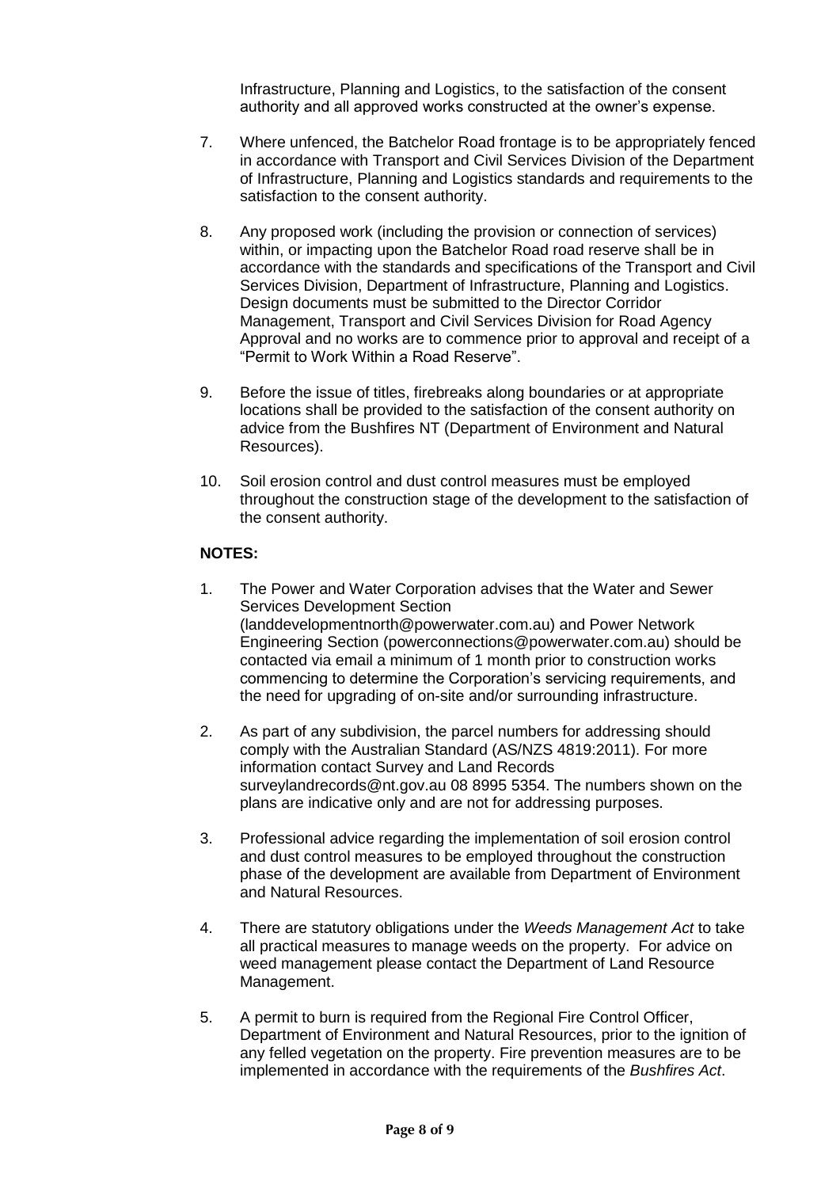Infrastructure, Planning and Logistics, to the satisfaction of the consent authority and all approved works constructed at the owner's expense.

7. Where unfenced, the Batchelor Road frontage is to be appropriately fenced in accordance with Transport and Civil Services Division of the Department of Infrastructure, Planning and Logistics standards and requirements to the satisfaction to the consent authority.

8. Any proposed work (including the provision or connection of services) within, or impacting upon the Batchelor Road road reserve shall be in accordance with the standards and specifications of the Transport and Civil Services Division, Department of Infrastructure, Planning and Logistics. Design documents must be submitted to the Director Corridor Management, Transport and Civil Services Division for Road Agency Approval and no works are to commence prior to approval and receipt of a "Permit to Work Within a Road Reserve".

9. Before the issue of titles, firebreaks along boundaries or at appropriate locations shall be provided to the satisfaction of the consent authority on advice from the Bushfires NT (Department of Environment and Natural Resources).

10. Soil erosion control and dust control measures must be employed throughout the construction stage of the development to the satisfaction of the consent authority.

**NOTES:**

1. The Power and Water Corporation advises that the Water and Sewer Services Development Section (landdevelopmentnorth@powerwater.com.au) and Power Network Engineering Section (powerconnections@powerwater.com.au) should be contacted via email a minimum of 1 month prior to construction works commencing to determine the Corporation's servicing requirements, and the need for upgrading of on-site and/or surrounding infrastructure.

2. As part of any subdivision, the parcel numbers for addressing should comply with the Australian Standard (AS/NZS 4819:2011). For more information contact Survey and Land Records surveylandrecords@nt.gov.au 08 8995 5354. The numbers shown on the plans are indicative only and are not for addressing purposes.

3. Professional advice regarding the implementation of soil erosion control and dust control measures to be employed throughout the construction phase of the development are available from Department of Environment and Natural Resources.

4. There are statutory obligations under the *Weeds Management Act* to take all practical measures to manage weeds on the property. For advice on weed management please contact the Department of Land Resource Management.

5. A permit to burn is required from the Regional Fire Control Officer, Department of Environment and Natural Resources, prior to the ignition of any felled vegetation on the property. Fire prevention measures are to be implemented in accordance with the requirements of the *Bushfires Act*.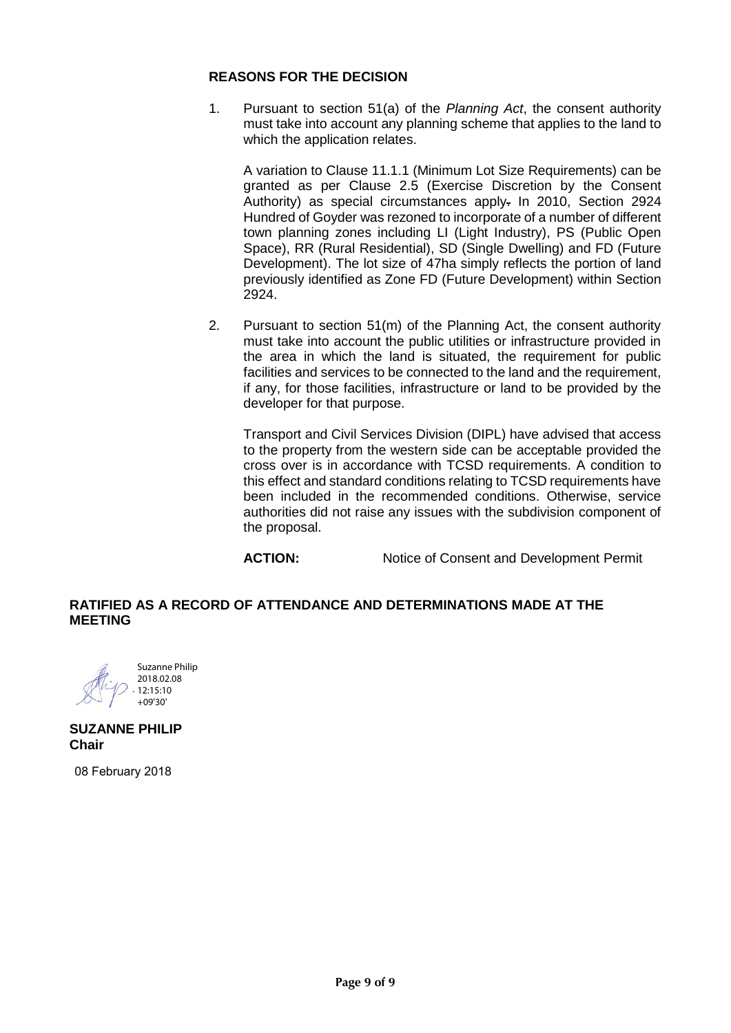**REASONS FOR THE DECISION**

1. Pursuant to section 51(a) of the *Planning Act*, the consent authority must take into account any planning scheme that applies to the land to which the application relates.

   A variation to Clause 11.1.1 (Minimum Lot Size Requirements) can be granted as per Clause 2.5 (Exercise Discretion by the Consent Authority) as special circumstances apply. In 2010, Section 2924 Hundred of Goyder was rezoned to incorporate of a number of different town planning zones including LI (Light Industry), PS (Public Open Space), RR (Rural Residential), SD (Single Dwelling) and FD (Future Development). The lot size of 47ha simply reflects the portion of land previously identified as Zone FD (Future Development) within Section 2924.

2. Pursuant to section 51(m) of the Planning Act, the consent authority must take into account the public utilities or infrastructure provided in the area in which the land is situated, the requirement for public facilities and services to be connected to the land and the requirement, if any, for those facilities, infrastructure or land to be provided by the developer for that purpose.

   Transport and Civil Services Division (DIPL) have advised that access to the property from the western side can be acceptable provided the cross over is in accordance with TCSD requirements. A condition to this effect and standard conditions relating to TCSD requirements have been included in the recommended conditions. Otherwise, service authorities did not raise any issues with the subdivision component of the proposal.

   **ACTION:** Notice of Consent and Development Permit

**RATIFIED AS A RECORD OF ATTENDANCE AND DETERMINATIONS MADE AT THE MEETING**

Suzanne Philip
2018.02.08
12:15:10
+09'30'

**SUZANNE PHILIP**
**Chair**

08 February 2018